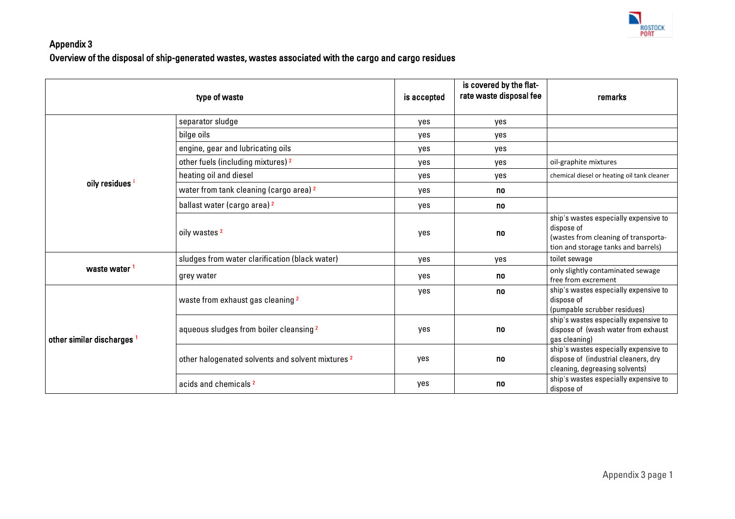## Appendix 3

## Overview of the disposal of ship-generated wastes, wastes associated with the cargo and cargo residues

| type of waste | | is accepted | is covered by the flat-rate waste disposal fee | remarks |
|---|---|---|---|---|
| oily residues [1] | separator sludge | yes | yes | |
| | bilge oils | yes | yes | |
| | engine, gear and lubricating oils | yes | yes | |
| | other fuels (including mixtures) [2] | yes | yes | oil-graphite mixtures |
| | heating oil and diesel | yes | yes | chemical diesel or heating oil tank cleaner |
| | water from tank cleaning (cargo area) [2] | yes | no | |
| | ballast water (cargo area) [2] | yes | no | |
| | oily wastes [2] | yes | no | ship's wastes especially expensive to dispose of (wastes from cleaning of transporta-tion and storage tanks and barrels) |
| waste water [1] | sludges from water clarification (black water) | yes | yes | toilet sewage |
| | grey water | yes | no | only slightly contaminated sewage free from excrement |
| other similar discharges [1] | waste from exhaust gas cleaning [2] | yes | no | ship's wastes especially expensive to dispose of (pumpable scrubber residues) |
| | aqueous sludges from boiler cleansing [2] | yes | no | ship's wastes especially expensive to dispose of (wash water from exhaust gas cleaning) |
| | other halogenated solvents and solvent mixtures [2] | yes | no | ship's wastes especially expensive to dispose of (industrial cleaners, dry cleaning, degreasing solvents) |
| | acids and chemicals [2] | yes | no | ship's wastes especially expensive to dispose of |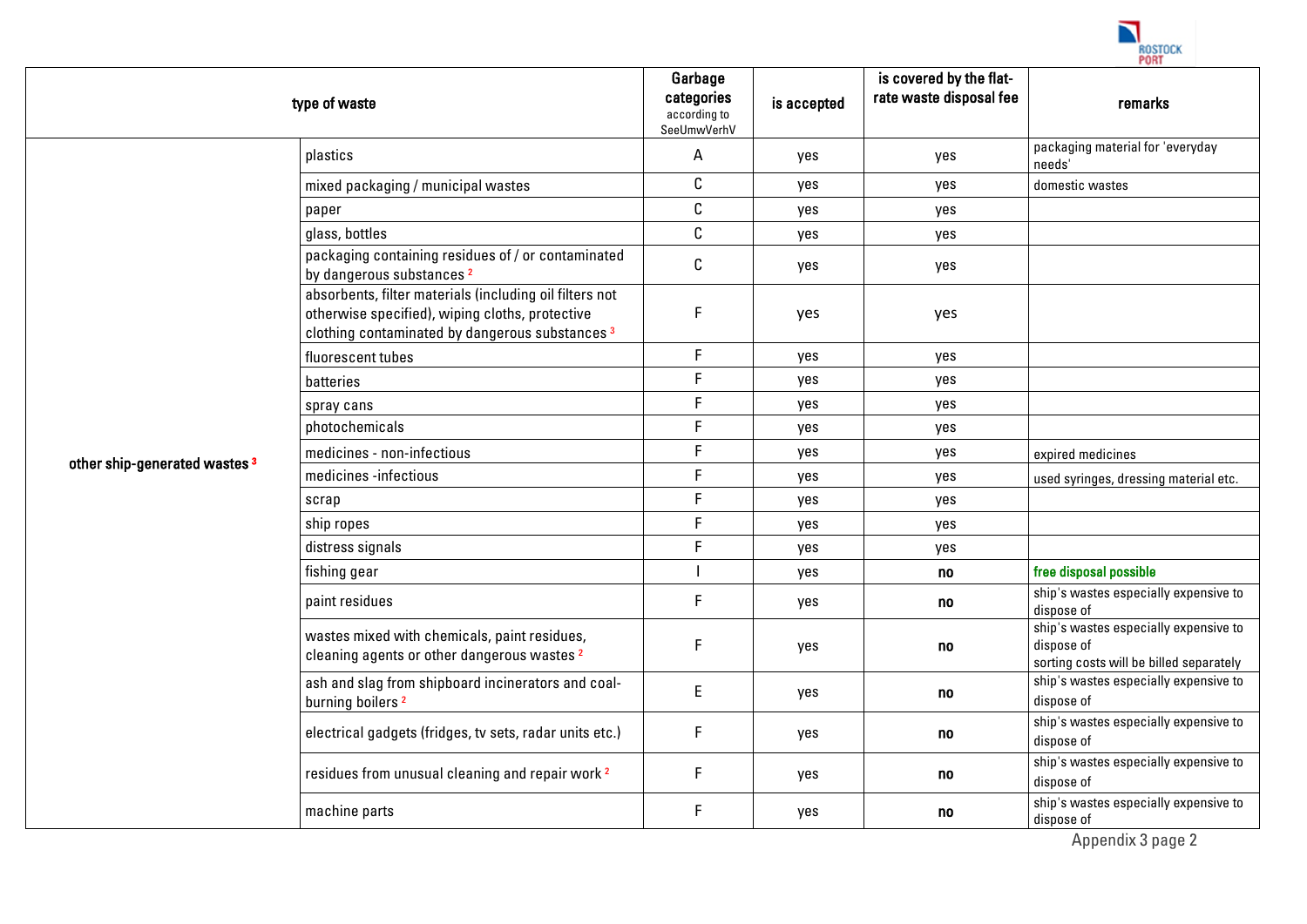| type of waste | | Garbage categories according to SeeUmwVerhV | is accepted | is covered by the flat-rate waste disposal fee | remarks |
|---|---|---|---|---|---|
| other ship-generated wastes [3] | plastics | A | yes | yes | packaging material for 'everyday needs' |
| | mixed packaging / municipal wastes | C | yes | yes | domestic wastes |
| | paper | C | yes | yes | |
| | glass, bottles | C | yes | yes | |
| | packaging containing residues of / or contaminated by dangerous substances [2] | C | yes | yes | |
| | absorbents, filter materials (including oil filters not otherwise specified), wiping cloths, protective clothing contaminated by dangerous substances [3] | F | yes | yes | |
| | fluorescent tubes | F | yes | yes | |
| | batteries | F | yes | yes | |
| | spray cans | F | yes | yes | |
| | photochemicals | F | yes | yes | |
| | medicines - non-infectious | F | yes | yes | expired medicines |
| | medicines -infectious | F | yes | yes | used syringes, dressing material etc. |
| | scrap | F | yes | yes | |
| | ship ropes | F | yes | yes | |
| | distress signals | F | yes | yes | |
| | fishing gear | I | yes | **no** | **free disposal possible** |
| | paint residues | F | yes | **no** | ship's wastes especially expensive to dispose of |
| | wastes mixed with chemicals, paint residues, cleaning agents or other dangerous wastes [2] | F | yes | **no** | ship's wastes especially expensive to dispose of sorting costs will be billed separately |
| | ash and slag from shipboard incinerators and coal-burning boilers [2] | E | yes | **no** | ship's wastes especially expensive to dispose of |
| | electrical gadgets (fridges, tv sets, radar units etc.) | F | yes | **no** | ship's wastes especially expensive to dispose of |
| | residues from unusual cleaning and repair work [2] | F | yes | **no** | ship's wastes especially expensive to dispose of |
| | machine parts | F | yes | **no** | ship's wastes especially expensive to dispose of |

Appendix 3 page 2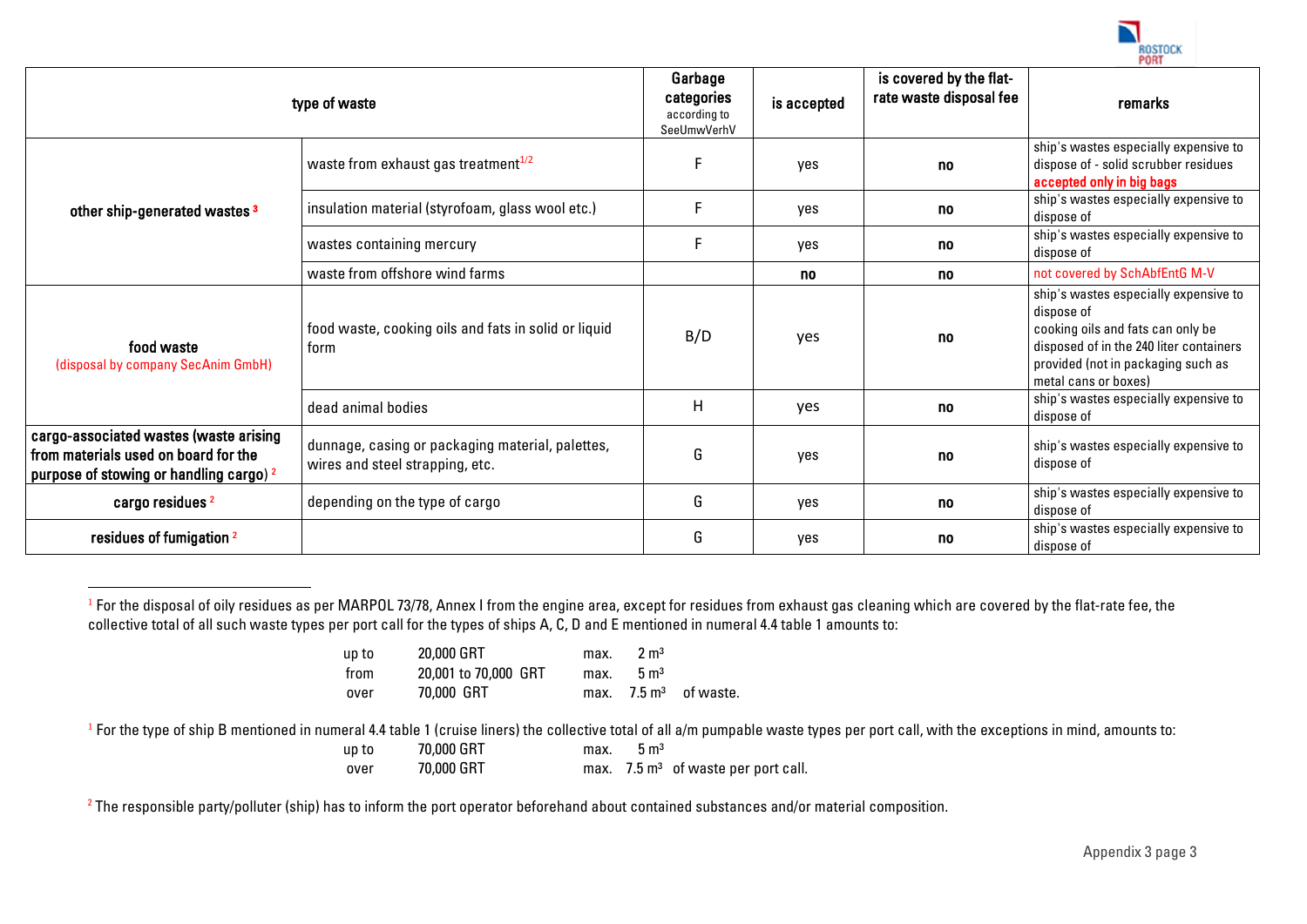| type of waste | | Garbage categories according to SeeUmwVerhV | is accepted | is covered by the flat-rate waste disposal fee | remarks |
|---|---|---|---|---|---|
| other ship-generated wastes [3] | waste from exhaust gas treatment[1/2] | F | yes | **no** | ship's wastes especially expensive to dispose of - solid scrubber residues **accepted only in big bags** |
| | insulation material (styrofoam, glass wool etc.) | F | yes | **no** | ship's wastes especially expensive to dispose of |
| | wastes containing mercury | F | yes | **no** | ship's wastes especially expensive to dispose of |
| | waste from offshore wind farms | | **no** | **no** | not covered by SchAbfEntG M-V |
| **food waste** (disposal by company SecAnim GmbH) | food waste, cooking oils and fats in solid or liquid form | B/D | yes | **no** | ship's wastes especially expensive to dispose of cooking oils and fats can only be disposed of in the 240 liter containers provided (not in packaging such as metal cans or boxes) |
| | dead animal bodies | H | yes | **no** | ship's wastes especially expensive to dispose of |
| **cargo-associated wastes (waste arising from materials used on board for the purpose of stowing or handling cargo)** [2] | dunnage, casing or packaging material, palettes, wires and steel strapping, etc. | G | yes | **no** | ship's wastes especially expensive to dispose of |
| **cargo residues** [2] | depending on the type of cargo | G | yes | **no** | ship's wastes especially expensive to dispose of |
| **residues of fumigation** [2] | | G | yes | **no** | ship's wastes especially expensive to dispose of |

[1] For the disposal of oily residues as per MARPOL 73/78, Annex I from the engine area, except for residues from exhaust gas cleaning which are covered by the flat-rate fee, the collective total of all such waste types per port call for the types of ships A, C, D and E mentioned in numeral 4.4 table 1 amounts to:

| | | | |
|---|---|---|---|
| up to | 20,000 GRT | max. | 2 m³ |
| from | 20,001 to 70,000 GRT | max. | 5 m³ |
| over | 70,000 GRT | max. | 7.5 m³ of waste. |

[1] For the type of ship B mentioned in numeral 4.4 table 1 (cruise liners) the collective total of all a/m pumpable waste types per port call, with the exceptions in mind, amounts to:

| | | | |
|---|---|---|---|
| up to | 70,000 GRT | max. | 5 m³ |
| over | 70,000 GRT | max. | 7.5 m³ of waste per port call. |

[2] The responsible party/polluter (ship) has to inform the port operator beforehand about contained substances and/or material composition.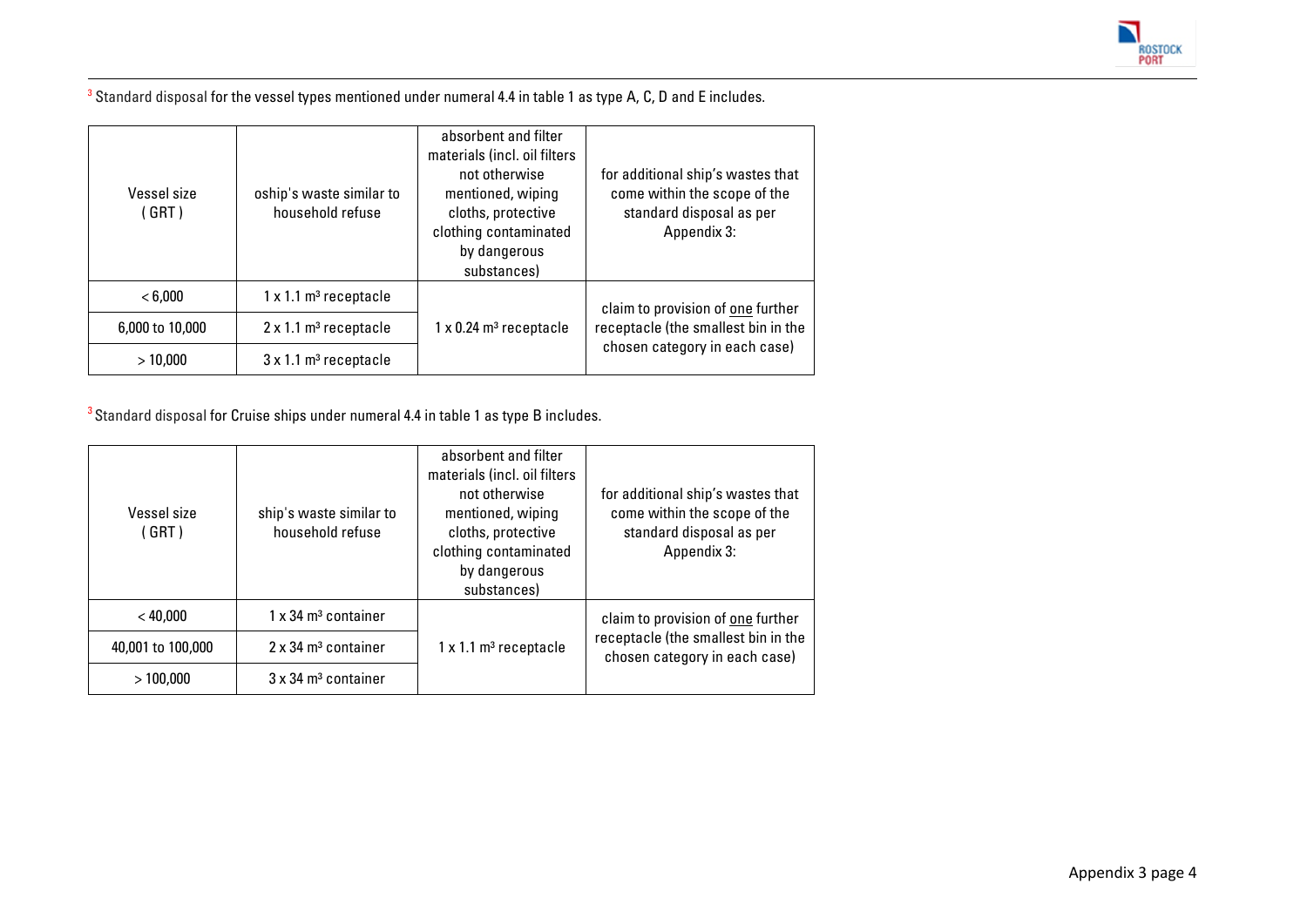[3] Standard disposal for the vessel types mentioned under numeral 4.4 in table 1 as type A, C, D and E includes.

| Vessel size ( GRT ) | oship's waste similar to household refuse | absorbent and filter materials (incl. oil filters not otherwise mentioned, wiping cloths, protective clothing contaminated by dangerous substances) | for additional ship's wastes that come within the scope of the standard disposal as per Appendix 3: |
|---|---|---|---|
| < 6,000 | 1 x 1.1 m³ receptacle | 1 x 0.24 m³ receptacle | claim to provision of <u>one</u> further receptacle (the smallest bin in the chosen category in each case) |
| 6,000 to 10,000 | 2 x 1.1 m³ receptacle | | |
| > 10,000 | 3 x 1.1 m³ receptacle | | |

[3] Standard disposal for Cruise ships under numeral 4.4 in table 1 as type B includes.

| Vessel size ( GRT ) | ship's waste similar to household refuse | absorbent and filter materials (incl. oil filters not otherwise mentioned, wiping cloths, protective clothing contaminated by dangerous substances) | for additional ship's wastes that come within the scope of the standard disposal as per Appendix 3: |
|---|---|---|---|
| < 40,000 | 1 x 34 m³ container | 1 x 1.1 m³ receptacle | claim to provision of <u>one</u> further receptacle (the smallest bin in the chosen category in each case) |
| 40,001 to 100,000 | 2 x 34 m³ container | | |
| > 100,000 | 3 x 34 m³ container | | |